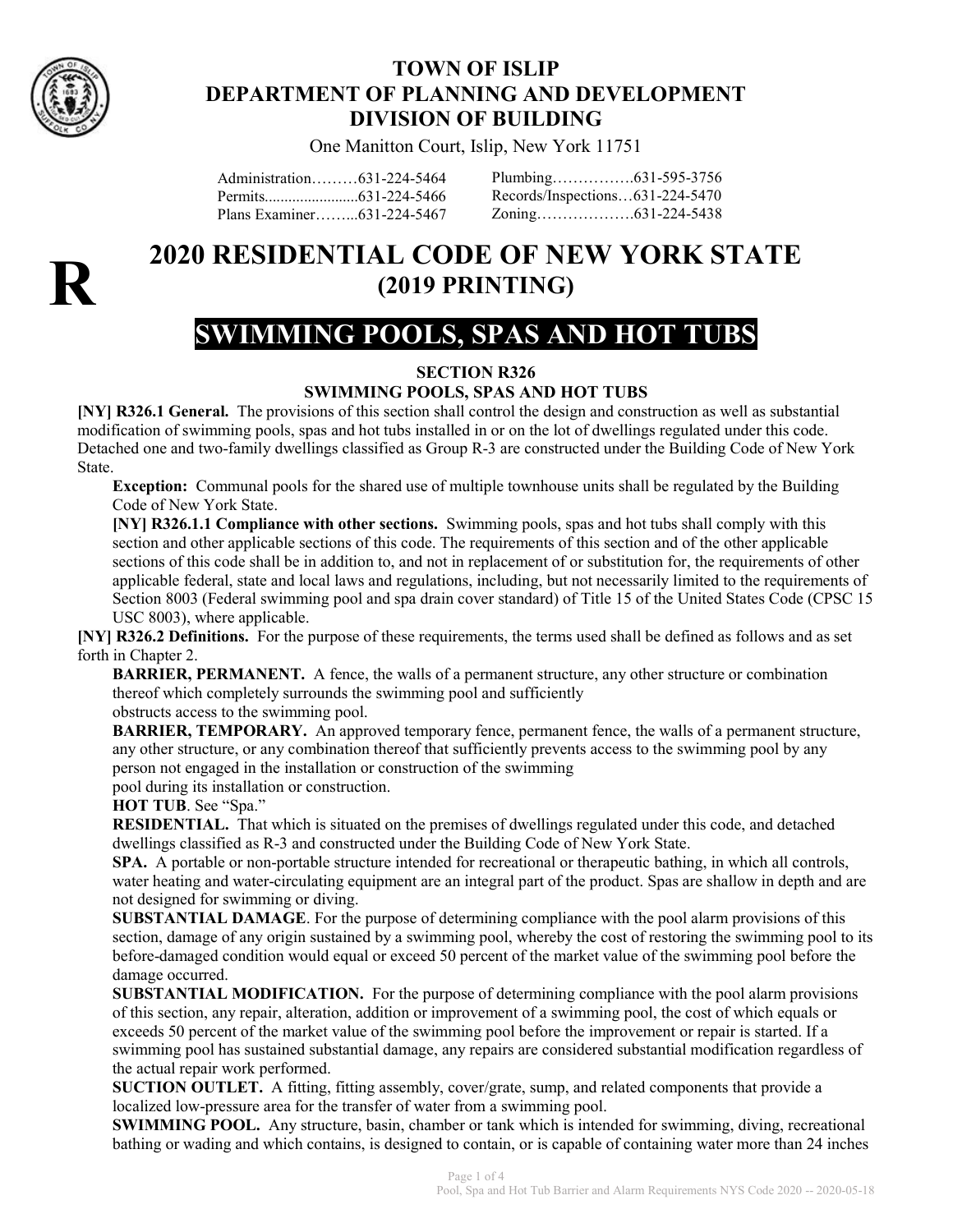# TOWN OF ISLIP
## DEPARTMENT OF PLANNING AND DEVELOPMENT
## DIVISION OF BUILDING

One Manitton Court, Islip, New York 11751

| | |
|---|---|
| Administration………631-224-5464 | Plumbing…………….631-595-3756 |
| Permits........................631-224-5466 | Records/Inspections…631-224-5470 |
| Plans Examiner……...631-224-5467 | Zoning……………….631-224-5438 |

**R**

# 2020 RESIDENTIAL CODE OF NEW YORK STATE (2019 PRINTING)

# SWIMMING POOLS, SPAS AND HOT TUBS

### SECTION R326
### SWIMMING POOLS, SPAS AND HOT TUBS

**[NY] R326.1 General.** The provisions of this section shall control the design and construction as well as substantial modification of swimming pools, spas and hot tubs installed in or on the lot of dwellings regulated under this code. Detached one and two-family dwellings classified as Group R-3 are constructed under the Building Code of New York State.

**Exception:** Communal pools for the shared use of multiple townhouse units shall be regulated by the Building Code of New York State.

**[NY] R326.1.1 Compliance with other sections.** Swimming pools, spas and hot tubs shall comply with this section and other applicable sections of this code. The requirements of this section and of the other applicable sections of this code shall be in addition to, and not in replacement of or substitution for, the requirements of other applicable federal, state and local laws and regulations, including, but not necessarily limited to the requirements of Section 8003 (Federal swimming pool and spa drain cover standard) of Title 15 of the United States Code (CPSC 15 USC 8003), where applicable.

**[NY] R326.2 Definitions.** For the purpose of these requirements, the terms used shall be defined as follows and as set forth in Chapter 2.

**BARRIER, PERMANENT.** A fence, the walls of a permanent structure, any other structure or combination thereof which completely surrounds the swimming pool and sufficiently obstructs access to the swimming pool.

**BARRIER, TEMPORARY.** An approved temporary fence, permanent fence, the walls of a permanent structure, any other structure, or any combination thereof that sufficiently prevents access to the swimming pool by any person not engaged in the installation or construction of the swimming pool during its installation or construction.

**HOT TUB**. See "Spa."

**RESIDENTIAL.** That which is situated on the premises of dwellings regulated under this code, and detached dwellings classified as R-3 and constructed under the Building Code of New York State.

**SPA.** A portable or non-portable structure intended for recreational or therapeutic bathing, in which all controls, water heating and water-circulating equipment are an integral part of the product. Spas are shallow in depth and are not designed for swimming or diving.

**SUBSTANTIAL DAMAGE**. For the purpose of determining compliance with the pool alarm provisions of this section, damage of any origin sustained by a swimming pool, whereby the cost of restoring the swimming pool to its before-damaged condition would equal or exceed 50 percent of the market value of the swimming pool before the damage occurred.

**SUBSTANTIAL MODIFICATION.** For the purpose of determining compliance with the pool alarm provisions of this section, any repair, alteration, addition or improvement of a swimming pool, the cost of which equals or exceeds 50 percent of the market value of the swimming pool before the improvement or repair is started. If a swimming pool has sustained substantial damage, any repairs are considered substantial modification regardless of the actual repair work performed.

**SUCTION OUTLET.** A fitting, fitting assembly, cover/grate, sump, and related components that provide a localized low-pressure area for the transfer of water from a swimming pool.

**SWIMMING POOL.** Any structure, basin, chamber or tank which is intended for swimming, diving, recreational bathing or wading and which contains, is designed to contain, or is capable of containing water more than 24 inches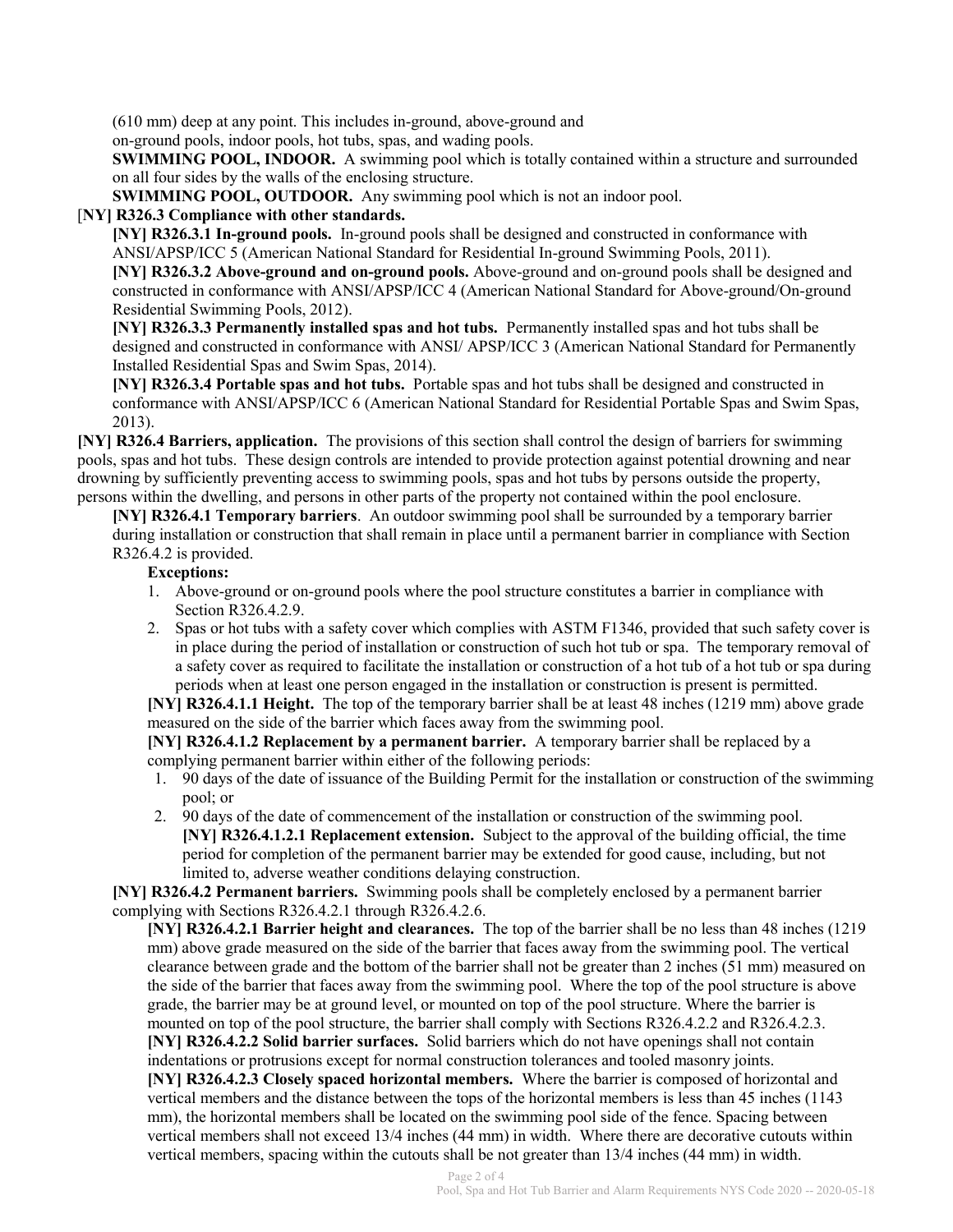(610 mm) deep at any point. This includes in-ground, above-ground and on-ground pools, indoor pools, hot tubs, spas, and wading pools.

**SWIMMING POOL, INDOOR.** A swimming pool which is totally contained within a structure and surrounded on all four sides by the walls of the enclosing structure.

**SWIMMING POOL, OUTDOOR.** Any swimming pool which is not an indoor pool.

**[NY] R326.3 Compliance with other standards.**

**[NY] R326.3.1 In-ground pools.** In-ground pools shall be designed and constructed in conformance with ANSI/APSP/ICC 5 (American National Standard for Residential In-ground Swimming Pools, 2011).

**[NY] R326.3.2 Above-ground and on-ground pools.** Above-ground and on-ground pools shall be designed and constructed in conformance with ANSI/APSP/ICC 4 (American National Standard for Above-ground/On-ground Residential Swimming Pools, 2012).

**[NY] R326.3.3 Permanently installed spas and hot tubs.** Permanently installed spas and hot tubs shall be designed and constructed in conformance with ANSI/ APSP/ICC 3 (American National Standard for Permanently Installed Residential Spas and Swim Spas, 2014).

**[NY] R326.3.4 Portable spas and hot tubs.** Portable spas and hot tubs shall be designed and constructed in conformance with ANSI/APSP/ICC 6 (American National Standard for Residential Portable Spas and Swim Spas, 2013).

**[NY] R326.4 Barriers, application.** The provisions of this section shall control the design of barriers for swimming pools, spas and hot tubs. These design controls are intended to provide protection against potential drowning and near drowning by sufficiently preventing access to swimming pools, spas and hot tubs by persons outside the property, persons within the dwelling, and persons in other parts of the property not contained within the pool enclosure.

**[NY] R326.4.1 Temporary barriers**. An outdoor swimming pool shall be surrounded by a temporary barrier during installation or construction that shall remain in place until a permanent barrier in compliance with Section R326.4.2 is provided.

**Exceptions:**

1. Above-ground or on-ground pools where the pool structure constitutes a barrier in compliance with Section R326.4.2.9.
2. Spas or hot tubs with a safety cover which complies with ASTM F1346, provided that such safety cover is in place during the period of installation or construction of such hot tub or spa. The temporary removal of a safety cover as required to facilitate the installation or construction of a hot tub of a hot tub or spa during periods when at least one person engaged in the installation or construction is present is permitted.

**[NY] R326.4.1.1 Height.** The top of the temporary barrier shall be at least 48 inches (1219 mm) above grade measured on the side of the barrier which faces away from the swimming pool.

**[NY] R326.4.1.2 Replacement by a permanent barrier.** A temporary barrier shall be replaced by a complying permanent barrier within either of the following periods:

1. 90 days of the date of issuance of the Building Permit for the installation or construction of the swimming pool; or
2. 90 days of the date of commencement of the installation or construction of the swimming pool.

**[NY] R326.4.1.2.1 Replacement extension.** Subject to the approval of the building official, the time period for completion of the permanent barrier may be extended for good cause, including, but not limited to, adverse weather conditions delaying construction.

**[NY] R326.4.2 Permanent barriers.** Swimming pools shall be completely enclosed by a permanent barrier complying with Sections R326.4.2.1 through R326.4.2.6.

**[NY] R326.4.2.1 Barrier height and clearances.** The top of the barrier shall be no less than 48 inches (1219 mm) above grade measured on the side of the barrier that faces away from the swimming pool. The vertical clearance between grade and the bottom of the barrier shall not be greater than 2 inches (51 mm) measured on the side of the barrier that faces away from the swimming pool. Where the top of the pool structure is above grade, the barrier may be at ground level, or mounted on top of the pool structure. Where the barrier is mounted on top of the pool structure, the barrier shall comply with Sections R326.4.2.2 and R326.4.2.3.

**[NY] R326.4.2.2 Solid barrier surfaces.** Solid barriers which do not have openings shall not contain indentations or protrusions except for normal construction tolerances and tooled masonry joints.

**[NY] R326.4.2.3 Closely spaced horizontal members.** Where the barrier is composed of horizontal and vertical members and the distance between the tops of the horizontal members is less than 45 inches (1143 mm), the horizontal members shall be located on the swimming pool side of the fence. Spacing between vertical members shall not exceed 13/4 inches (44 mm) in width. Where there are decorative cutouts within vertical members, spacing within the cutouts shall be not greater than 13/4 inches (44 mm) in width.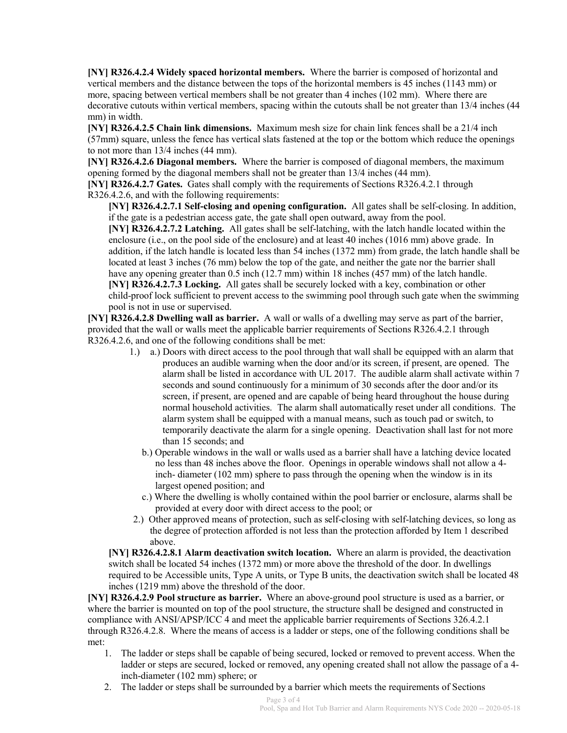**[NY] R326.4.2.4 Widely spaced horizontal members.** Where the barrier is composed of horizontal and vertical members and the distance between the tops of the horizontal members is 45 inches (1143 mm) or more, spacing between vertical members shall be not greater than 4 inches (102 mm). Where there are decorative cutouts within vertical members, spacing within the cutouts shall be not greater than 13/4 inches (44 mm) in width.

**[NY] R326.4.2.5 Chain link dimensions.** Maximum mesh size for chain link fences shall be a 21/4 inch (57mm) square, unless the fence has vertical slats fastened at the top or the bottom which reduce the openings to not more than 13/4 inches (44 mm).

**[NY] R326.4.2.6 Diagonal members.** Where the barrier is composed of diagonal members, the maximum opening formed by the diagonal members shall not be greater than 13/4 inches (44 mm).

**[NY] R326.4.2.7 Gates.** Gates shall comply with the requirements of Sections R326.4.2.1 through R326.4.2.6, and with the following requirements:

> **[NY] R326.4.2.7.1 Self-closing and opening configuration.** All gates shall be self-closing. In addition, if the gate is a pedestrian access gate, the gate shall open outward, away from the pool.
>
> **[NY] R326.4.2.7.2 Latching.** All gates shall be self-latching, with the latch handle located within the enclosure (i.e., on the pool side of the enclosure) and at least 40 inches (1016 mm) above grade. In addition, if the latch handle is located less than 54 inches (1372 mm) from grade, the latch handle shall be located at least 3 inches (76 mm) below the top of the gate, and neither the gate nor the barrier shall have any opening greater than 0.5 inch (12.7 mm) within 18 inches (457 mm) of the latch handle.
>
> **[NY] R326.4.2.7.3 Locking.** All gates shall be securely locked with a key, combination or other child-proof lock sufficient to prevent access to the swimming pool through such gate when the swimming pool is not in use or supervised.

**[NY] R326.4.2.8 Dwelling wall as barrier.** A wall or walls of a dwelling may serve as part of the barrier, provided that the wall or walls meet the applicable barrier requirements of Sections R326.4.2.1 through R326.4.2.6, and one of the following conditions shall be met:

1.) a.) Doors with direct access to the pool through that wall shall be equipped with an alarm that produces an audible warning when the door and/or its screen, if present, are opened. The alarm shall be listed in accordance with UL 2017. The audible alarm shall activate within 7 seconds and sound continuously for a minimum of 30 seconds after the door and/or its screen, if present, are opened and are capable of being heard throughout the house during normal household activities. The alarm shall automatically reset under all conditions. The alarm system shall be equipped with a manual means, such as touch pad or switch, to temporarily deactivate the alarm for a single opening. Deactivation shall last for not more than 15 seconds; and

b.) Operable windows in the wall or walls used as a barrier shall have a latching device located no less than 48 inches above the floor. Openings in operable windows shall not allow a 4-inch- diameter (102 mm) sphere to pass through the opening when the window is in its largest opened position; and

c.) Where the dwelling is wholly contained within the pool barrier or enclosure, alarms shall be provided at every door with direct access to the pool; or

2.) Other approved means of protection, such as self-closing with self-latching devices, so long as the degree of protection afforded is not less than the protection afforded by Item 1 described above.

> **[NY] R326.4.2.8.1 Alarm deactivation switch location.** Where an alarm is provided, the deactivation switch shall be located 54 inches (1372 mm) or more above the threshold of the door. In dwellings required to be Accessible units, Type A units, or Type B units, the deactivation switch shall be located 48 inches (1219 mm) above the threshold of the door.

**[NY] R326.4.2.9 Pool structure as barrier.** Where an above-ground pool structure is used as a barrier, or where the barrier is mounted on top of the pool structure, the structure shall be designed and constructed in compliance with ANSI/APSP/ICC 4 and meet the applicable barrier requirements of Sections 326.4.2.1 through R326.4.2.8. Where the means of access is a ladder or steps, one of the following conditions shall be met:

1. The ladder or steps shall be capable of being secured, locked or removed to prevent access. When the ladder or steps are secured, locked or removed, any opening created shall not allow the passage of a 4-inch-diameter (102 mm) sphere; or
2. The ladder or steps shall be surrounded by a barrier which meets the requirements of Sections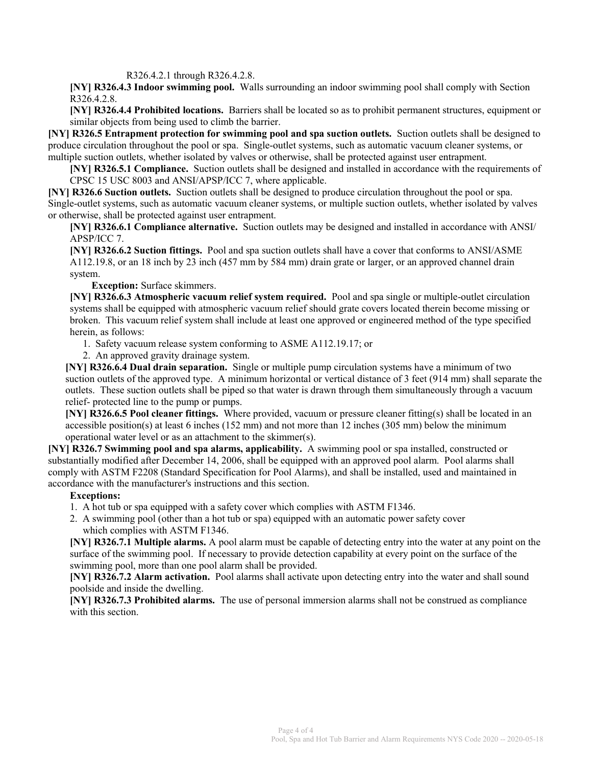R326.4.2.1 through R326.4.2.8.

**[NY] R326.4.3 Indoor swimming pool.** Walls surrounding an indoor swimming pool shall comply with Section R326.4.2.8.

**[NY] R326.4.4 Prohibited locations.** Barriers shall be located so as to prohibit permanent structures, equipment or similar objects from being used to climb the barrier.

**[NY] R326.5 Entrapment protection for swimming pool and spa suction outlets.** Suction outlets shall be designed to produce circulation throughout the pool or spa. Single-outlet systems, such as automatic vacuum cleaner systems, or multiple suction outlets, whether isolated by valves or otherwise, shall be protected against user entrapment.

**[NY] R326.5.1 Compliance.** Suction outlets shall be designed and installed in accordance with the requirements of CPSC 15 USC 8003 and ANSI/APSP/ICC 7, where applicable.

**[NY] R326.6 Suction outlets.** Suction outlets shall be designed to produce circulation throughout the pool or spa. Single-outlet systems, such as automatic vacuum cleaner systems, or multiple suction outlets, whether isolated by valves or otherwise, shall be protected against user entrapment.

**[NY] R326.6.1 Compliance alternative.** Suction outlets may be designed and installed in accordance with ANSI/APSP/ICC 7.

**[NY] R326.6.2 Suction fittings.** Pool and spa suction outlets shall have a cover that conforms to ANSI/ASME A112.19.8, or an 18 inch by 23 inch (457 mm by 584 mm) drain grate or larger, or an approved channel drain system.

**Exception:** Surface skimmers.

**[NY] R326.6.3 Atmospheric vacuum relief system required.** Pool and spa single or multiple-outlet circulation systems shall be equipped with atmospheric vacuum relief should grate covers located therein become missing or broken. This vacuum relief system shall include at least one approved or engineered method of the type specified herein, as follows:

1. Safety vacuum release system conforming to ASME A112.19.17; or
2. An approved gravity drainage system.

**[NY] R326.6.4 Dual drain separation.** Single or multiple pump circulation systems have a minimum of two suction outlets of the approved type. A minimum horizontal or vertical distance of 3 feet (914 mm) shall separate the outlets. These suction outlets shall be piped so that water is drawn through them simultaneously through a vacuum relief- protected line to the pump or pumps.

**[NY] R326.6.5 Pool cleaner fittings.** Where provided, vacuum or pressure cleaner fitting(s) shall be located in an accessible position(s) at least 6 inches (152 mm) and not more than 12 inches (305 mm) below the minimum operational water level or as an attachment to the skimmer(s).

**[NY] R326.7 Swimming pool and spa alarms, applicability.** A swimming pool or spa installed, constructed or substantially modified after December 14, 2006, shall be equipped with an approved pool alarm. Pool alarms shall comply with ASTM F2208 (Standard Specification for Pool Alarms), and shall be installed, used and maintained in accordance with the manufacturer's instructions and this section.

**Exceptions:**

1. A hot tub or spa equipped with a safety cover which complies with ASTM F1346.
2. A swimming pool (other than a hot tub or spa) equipped with an automatic power safety cover which complies with ASTM F1346.

**[NY] R326.7.1 Multiple alarms.** A pool alarm must be capable of detecting entry into the water at any point on the surface of the swimming pool. If necessary to provide detection capability at every point on the surface of the swimming pool, more than one pool alarm shall be provided.

**[NY] R326.7.2 Alarm activation.** Pool alarms shall activate upon detecting entry into the water and shall sound poolside and inside the dwelling.

**[NY] R326.7.3 Prohibited alarms.** The use of personal immersion alarms shall not be construed as compliance with this section.